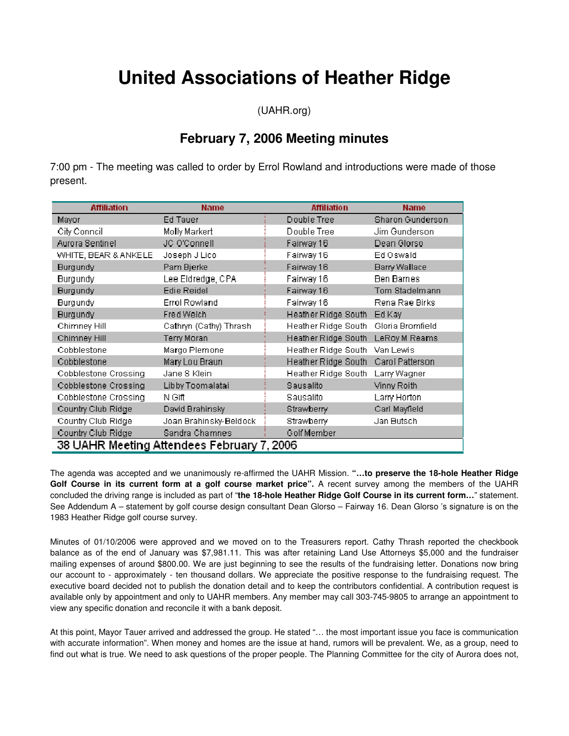# United Associations of Heather Ridge

(UAHR.org)

## February 7, 2006 Meeting minutes

7:00 pm - The meeting was called to order by Errol Rowland and introductions were made of those present.

| Affiliation | Name | Affiliation | Name |
|---|---|---|---|
| Mayor | Ed Tauer | Double Tree | Sharon Gunderson |
| City Conncil | Molly Markert | Double Tree | Jim Gunderson |
| Aurora Sentinel | JC O'Connell | Fairway 16 | Dean Glorso |
| WHITE, BEAR & ANKELE | Joseph J Lico | Fairway 16 | Ed Oswald |
| Burgundy | Pam Bjerke | Fairway 16 | Barry Wallace |
| Burgundy | Lee Eldredge, CPA | Fairway 16 | Ben Barnes |
| Burgundy | Edie Reidel | Fairway 16 | Tom Stadelmann |
| Burgundy | Errol Rowland | Fairway 16 | Rena Rae Birks |
| Burgundy | Fred Welch | Heather Ridge South | Ed Kay |
| Chimney Hill | Cathryn (Cathy) Thrash | Heather Ridge South | Gloria Bromfield |
| Chimney Hill | Terry Moran | Heather Ridge South | LeRoy M Reams |
| Cobblestone | Margo Plemone | Heather Ridge South | Van Lewis |
| Cobblestone | Mary Lou Braun | Heather Ridge South | Carol Patterson |
| Cobblestone Crossing | Jane S Klein | Heather Ridge South | Larry Wagner |
| Cobblestone Crossing | Libby Toomalatai | Sausalito | Vinny Roith |
| Cobblestone Crossing | N Gift | Sausalito | Larry Horton |
| Country Club Ridge | David Brahinsky | Strawberry | Carl Mayfield |
| Country Club Ridge | Joan Brahinsky-Beldock | Strawberry | Jan Butsch |
| Country Club Ridge | Sandra Charnnes | Golf Member | |
| 38 UAHR Meeting Attendees February 7, 2006 | | | |

The agenda was accepted and we unanimously re-affirmed the UAHR Mission. **"…to preserve the 18-hole Heather Ridge Golf Course in its current form at a golf course market price".** A recent survey among the members of the UAHR concluded the driving range is included as part of "**the 18-hole Heather Ridge Golf Course in its current form…**" statement. See Addendum A – statement by golf course design consultant Dean Glorso – Fairway 16. Dean Glorso 's signature is on the 1983 Heather Ridge golf course survey.

Minutes of 01/10/2006 were approved and we moved on to the Treasurers report. Cathy Thrash reported the checkbook balance as of the end of January was $7,981.11. This was after retaining Land Use Attorneys $5,000 and the fundraiser mailing expenses of around $800.00. We are just beginning to see the results of the fundraising letter. Donations now bring our account to - approximately - ten thousand dollars. We appreciate the positive response to the fundraising request. The executive board decided not to publish the donation detail and to keep the contributors confidential. A contribution request is available only by appointment and only to UAHR members. Any member may call 303-745-9805 to arrange an appointment to view any specific donation and reconcile it with a bank deposit.

At this point, Mayor Tauer arrived and addressed the group. He stated "… the most important issue you face is communication with accurate information". When money and homes are the issue at hand, rumors will be prevalent. We, as a group, need to find out what is true. We need to ask questions of the proper people. The Planning Committee for the city of Aurora does not,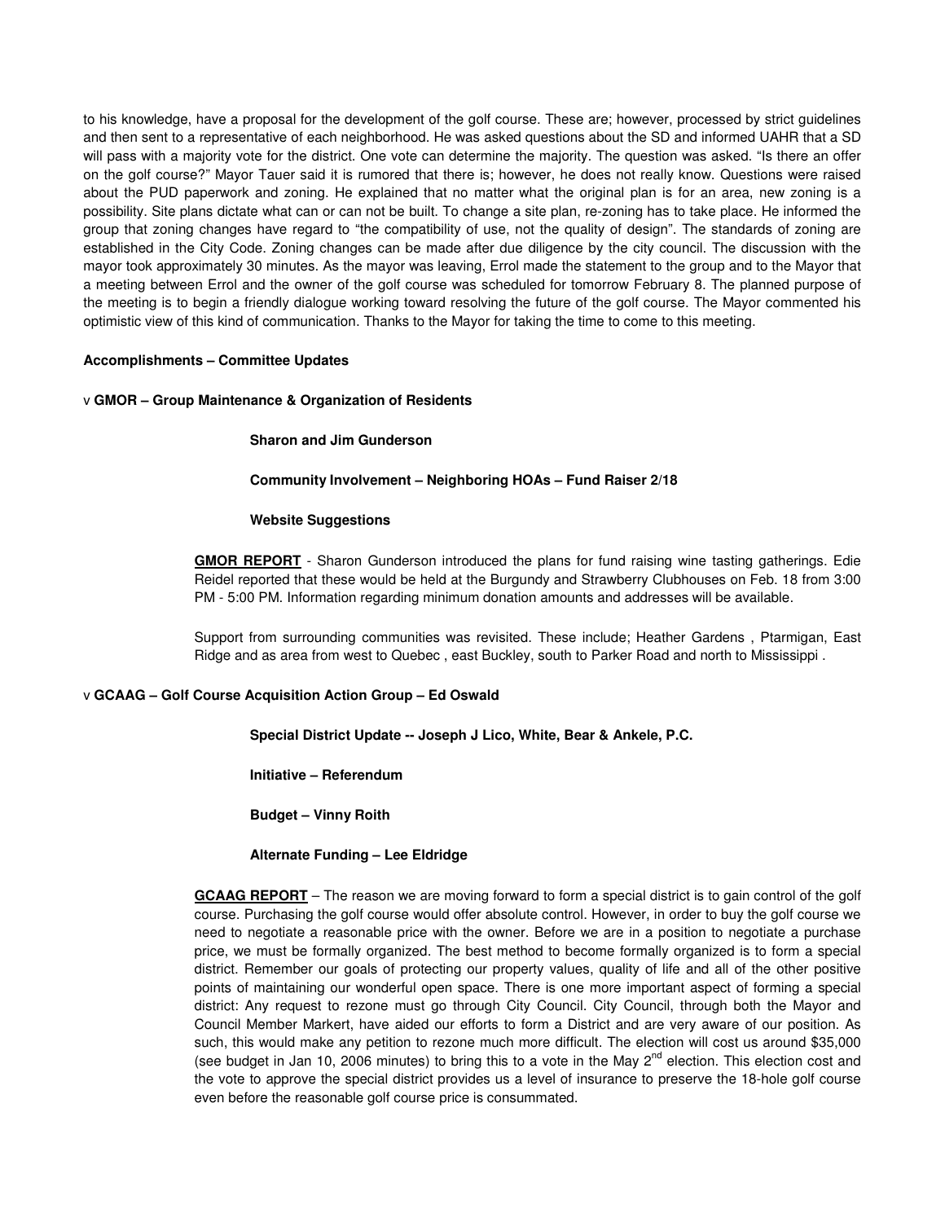to his knowledge, have a proposal for the development of the golf course. These are; however, processed by strict guidelines and then sent to a representative of each neighborhood. He was asked questions about the SD and informed UAHR that a SD will pass with a majority vote for the district. One vote can determine the majority. The question was asked. "Is there an offer on the golf course?" Mayor Tauer said it is rumored that there is; however, he does not really know. Questions were raised about the PUD paperwork and zoning. He explained that no matter what the original plan is for an area, new zoning is a possibility. Site plans dictate what can or can not be built. To change a site plan, re-zoning has to take place. He informed the group that zoning changes have regard to "the compatibility of use, not the quality of design". The standards of zoning are established in the City Code. Zoning changes can be made after due diligence by the city council. The discussion with the mayor took approximately 30 minutes. As the mayor was leaving, Errol made the statement to the group and to the Mayor that a meeting between Errol and the owner of the golf course was scheduled for tomorrow February 8. The planned purpose of the meeting is to begin a friendly dialogue working toward resolving the future of the golf course. The Mayor commented his optimistic view of this kind of communication. Thanks to the Mayor for taking the time to come to this meeting.

**Accomplishments – Committee Updates**

v **GMOR – Group Maintenance & Organization of Residents**

**Sharon and Jim Gunderson**

**Community Involvement – Neighboring HOAs – Fund Raiser 2/18**

**Website Suggestions**

**GMOR REPORT** - Sharon Gunderson introduced the plans for fund raising wine tasting gatherings. Edie Reidel reported that these would be held at the Burgundy and Strawberry Clubhouses on Feb. 18 from 3:00 PM - 5:00 PM. Information regarding minimum donation amounts and addresses will be available.

Support from surrounding communities was revisited. These include; Heather Gardens , Ptarmigan, East Ridge and as area from west to Quebec , east Buckley, south to Parker Road and north to Mississippi .

v **GCAAG – Golf Course Acquisition Action Group – Ed Oswald**

**Special District Update -- Joseph J Lico, White, Bear & Ankele, P.C.**

**Initiative – Referendum**

**Budget – Vinny Roith**

**Alternate Funding – Lee Eldridge**

**GCAAG REPORT** – The reason we are moving forward to form a special district is to gain control of the golf course. Purchasing the golf course would offer absolute control. However, in order to buy the golf course we need to negotiate a reasonable price with the owner. Before we are in a position to negotiate a purchase price, we must be formally organized. The best method to become formally organized is to form a special district. Remember our goals of protecting our property values, quality of life and all of the other positive points of maintaining our wonderful open space. There is one more important aspect of forming a special district: Any request to rezone must go through City Council. City Council, through both the Mayor and Council Member Markert, have aided our efforts to form a District and are very aware of our position. As such, this would make any petition to rezone much more difficult. The election will cost us around $35,000 (see budget in Jan 10, 2006 minutes) to bring this to a vote in the May 2nd election. This election cost and the vote to approve the special district provides us a level of insurance to preserve the 18-hole golf course even before the reasonable golf course price is consummated.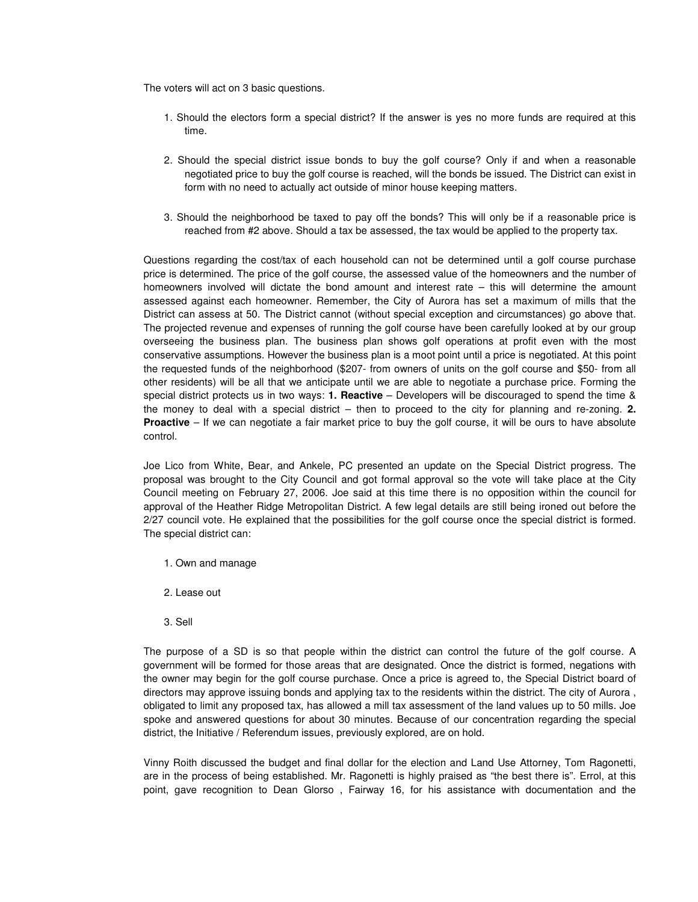The voters will act on 3 basic questions.

1. Should the electors form a special district? If the answer is yes no more funds are required at this time.

2. Should the special district issue bonds to buy the golf course? Only if and when a reasonable negotiated price to buy the golf course is reached, will the bonds be issued. The District can exist in form with no need to actually act outside of minor house keeping matters.

3. Should the neighborhood be taxed to pay off the bonds? This will only be if a reasonable price is reached from #2 above. Should a tax be assessed, the tax would be applied to the property tax.

Questions regarding the cost/tax of each household can not be determined until a golf course purchase price is determined. The price of the golf course, the assessed value of the homeowners and the number of homeowners involved will dictate the bond amount and interest rate – this will determine the amount assessed against each homeowner. Remember, the City of Aurora has set a maximum of mills that the District can assess at 50. The District cannot (without special exception and circumstances) go above that. The projected revenue and expenses of running the golf course have been carefully looked at by our group overseeing the business plan. The business plan shows golf operations at profit even with the most conservative assumptions. However the business plan is a moot point until a price is negotiated. At this point the requested funds of the neighborhood ($207- from owners of units on the golf course and $50- from all other residents) will be all that we anticipate until we are able to negotiate a purchase price. Forming the special district protects us in two ways: **1. Reactive** – Developers will be discouraged to spend the time & the money to deal with a special district – then to proceed to the city for planning and re-zoning. **2. Proactive** – If we can negotiate a fair market price to buy the golf course, it will be ours to have absolute control.

Joe Lico from White, Bear, and Ankele, PC presented an update on the Special District progress. The proposal was brought to the City Council and got formal approval so the vote will take place at the City Council meeting on February 27, 2006. Joe said at this time there is no opposition within the council for approval of the Heather Ridge Metropolitan District. A few legal details are still being ironed out before the 2/27 council vote. He explained that the possibilities for the golf course once the special district is formed. The special district can:

1. Own and manage

2. Lease out

3. Sell

The purpose of a SD is so that people within the district can control the future of the golf course. A government will be formed for those areas that are designated. Once the district is formed, negations with the owner may begin for the golf course purchase. Once a price is agreed to, the Special District board of directors may approve issuing bonds and applying tax to the residents within the district. The city of Aurora , obligated to limit any proposed tax, has allowed a mill tax assessment of the land values up to 50 mills. Joe spoke and answered questions for about 30 minutes. Because of our concentration regarding the special district, the Initiative / Referendum issues, previously explored, are on hold.

Vinny Roith discussed the budget and final dollar for the election and Land Use Attorney, Tom Ragonetti, are in the process of being established. Mr. Ragonetti is highly praised as "the best there is". Errol, at this point, gave recognition to Dean Glorso , Fairway 16, for his assistance with documentation and the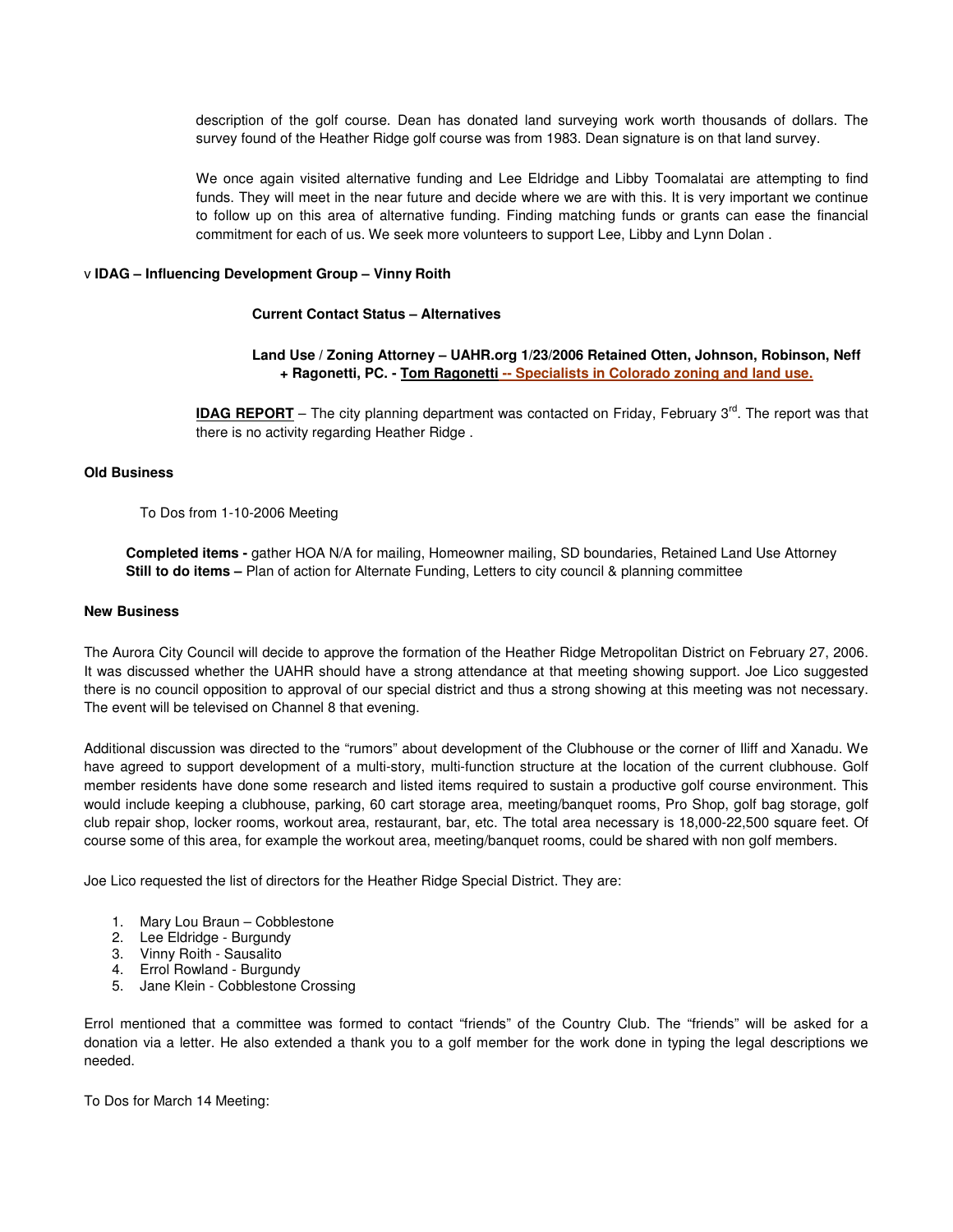description of the golf course. Dean has donated land surveying work worth thousands of dollars. The survey found of the Heather Ridge golf course was from 1983. Dean signature is on that land survey.

We once again visited alternative funding and Lee Eldridge and Libby Toomalatai are attempting to find funds. They will meet in the near future and decide where we are with this. It is very important we continue to follow up on this area of alternative funding. Finding matching funds or grants can ease the financial commitment for each of us. We seek more volunteers to support Lee, Libby and Lynn Dolan .

v **IDAG – Influencing Development Group – Vinny Roith**

**Current Contact Status – Alternatives**

**Land Use / Zoning Attorney – UAHR.org 1/23/2006 Retained Otten, Johnson, Robinson, Neff + Ragonetti, PC. - Tom Ragonetti -- Specialists in Colorado zoning and land use.**

**IDAG REPORT** – The city planning department was contacted on Friday, February 3rd. The report was that there is no activity regarding Heather Ridge .

**Old Business**

To Dos from 1-10-2006 Meeting

**Completed items -** gather HOA N/A for mailing, Homeowner mailing, SD boundaries, Retained Land Use Attorney
**Still to do items –** Plan of action for Alternate Funding, Letters to city council & planning committee

**New Business**

The Aurora City Council will decide to approve the formation of the Heather Ridge Metropolitan District on February 27, 2006. It was discussed whether the UAHR should have a strong attendance at that meeting showing support. Joe Lico suggested there is no council opposition to approval of our special district and thus a strong showing at this meeting was not necessary. The event will be televised on Channel 8 that evening.

Additional discussion was directed to the "rumors" about development of the Clubhouse or the corner of Iliff and Xanadu. We have agreed to support development of a multi-story, multi-function structure at the location of the current clubhouse. Golf member residents have done some research and listed items required to sustain a productive golf course environment. This would include keeping a clubhouse, parking, 60 cart storage area, meeting/banquet rooms, Pro Shop, golf bag storage, golf club repair shop, locker rooms, workout area, restaurant, bar, etc. The total area necessary is 18,000-22,500 square feet. Of course some of this area, for example the workout area, meeting/banquet rooms, could be shared with non golf members.

Joe Lico requested the list of directors for the Heather Ridge Special District. They are:

1. Mary Lou Braun – Cobblestone
2. Lee Eldridge - Burgundy
3. Vinny Roith - Sausalito
4. Errol Rowland - Burgundy
5. Jane Klein - Cobblestone Crossing

Errol mentioned that a committee was formed to contact "friends" of the Country Club. The "friends" will be asked for a donation via a letter. He also extended a thank you to a golf member for the work done in typing the legal descriptions we needed.

To Dos for March 14 Meeting: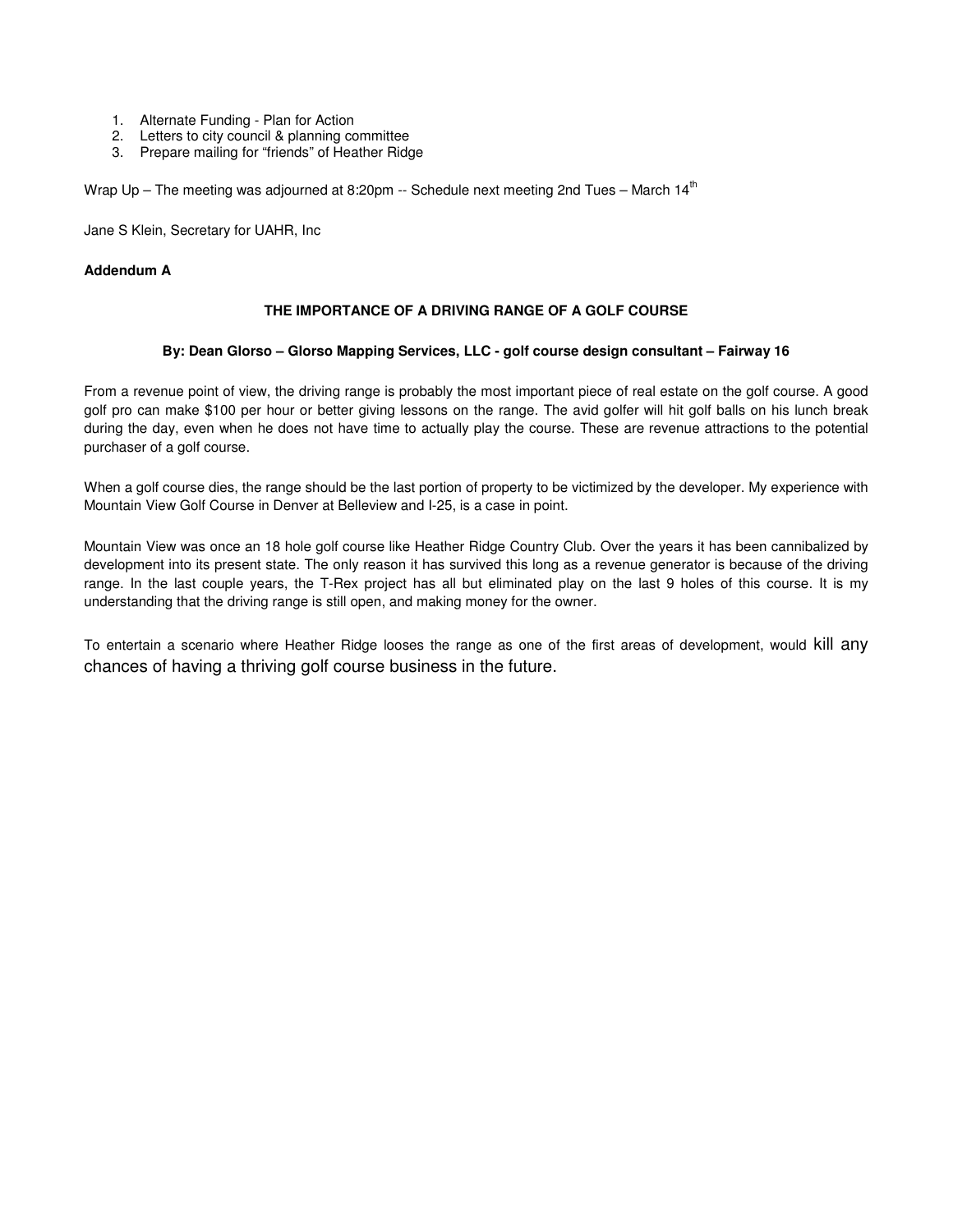1. Alternate Funding - Plan for Action
2. Letters to city council & planning committee
3. Prepare mailing for "friends" of Heather Ridge

Wrap Up – The meeting was adjourned at 8:20pm -- Schedule next meeting 2nd Tues – March 14th

Jane S Klein, Secretary for UAHR, Inc

**Addendum A**

**THE IMPORTANCE OF A DRIVING RANGE OF A GOLF COURSE**

**By: Dean Glorso – Glorso Mapping Services, LLC - golf course design consultant – Fairway 16**

From a revenue point of view, the driving range is probably the most important piece of real estate on the golf course. A good golf pro can make $100 per hour or better giving lessons on the range. The avid golfer will hit golf balls on his lunch break during the day, even when he does not have time to actually play the course. These are revenue attractions to the potential purchaser of a golf course.

When a golf course dies, the range should be the last portion of property to be victimized by the developer. My experience with Mountain View Golf Course in Denver at Belleview and I-25, is a case in point.

Mountain View was once an 18 hole golf course like Heather Ridge Country Club. Over the years it has been cannibalized by development into its present state. The only reason it has survived this long as a revenue generator is because of the driving range. In the last couple years, the T-Rex project has all but eliminated play on the last 9 holes of this course. It is my understanding that the driving range is still open, and making money for the owner.

To entertain a scenario where Heather Ridge looses the range as one of the first areas of development, would kill any chances of having a thriving golf course business in the future.